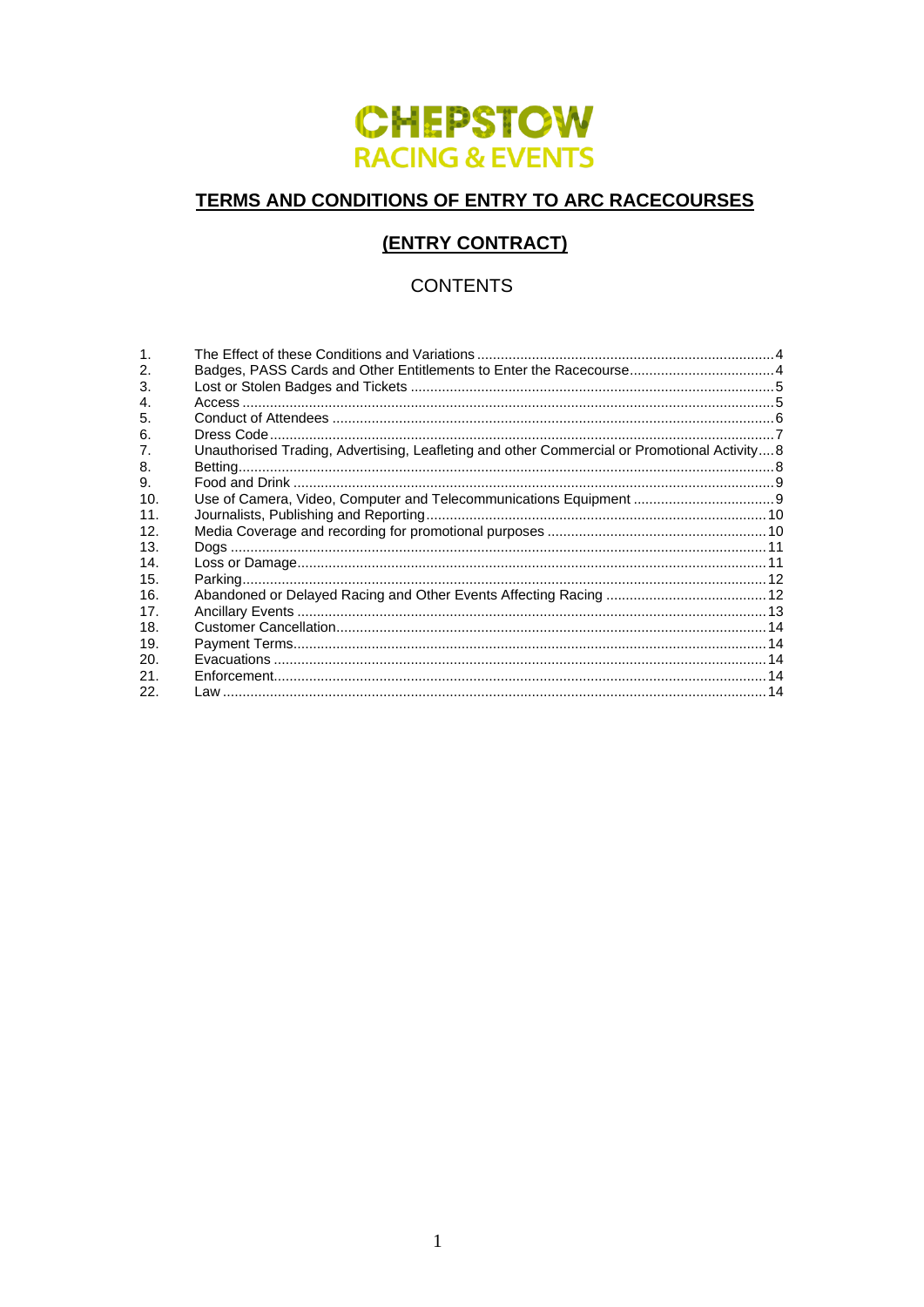CHEPSTOW
RACING & EVENTS

# TERMS AND CONDITIONS OF ENTRY TO ARC RACECOURSES

## (ENTRY CONTRACT)

## CONTENTS

| | | |
|---|---|---|
| 1. | The Effect of these Conditions and Variations | 4 |
| 2. | Badges, PASS Cards and Other Entitlements to Enter the Racecourse | 4 |
| 3. | Lost or Stolen Badges and Tickets | 5 |
| 4. | Access | 5 |
| 5. | Conduct of Attendees | 6 |
| 6. | Dress Code | 7 |
| 7. | Unauthorised Trading, Advertising, Leafleting and other Commercial or Promotional Activity | 8 |
| 8. | Betting | 8 |
| 9. | Food and Drink | 9 |
| 10. | Use of Camera, Video, Computer and Telecommunications Equipment | 9 |
| 11. | Journalists, Publishing and Reporting | 10 |
| 12. | Media Coverage and recording for promotional purposes | 10 |
| 13. | Dogs | 11 |
| 14. | Loss or Damage | 11 |
| 15. | Parking | 12 |
| 16. | Abandoned or Delayed Racing and Other Events Affecting Racing | 12 |
| 17. | Ancillary Events | 13 |
| 18. | Customer Cancellation | 14 |
| 19. | Payment Terms | 14 |
| 20. | Evacuations | 14 |
| 21. | Enforcement | 14 |
| 22. | Law | 14 |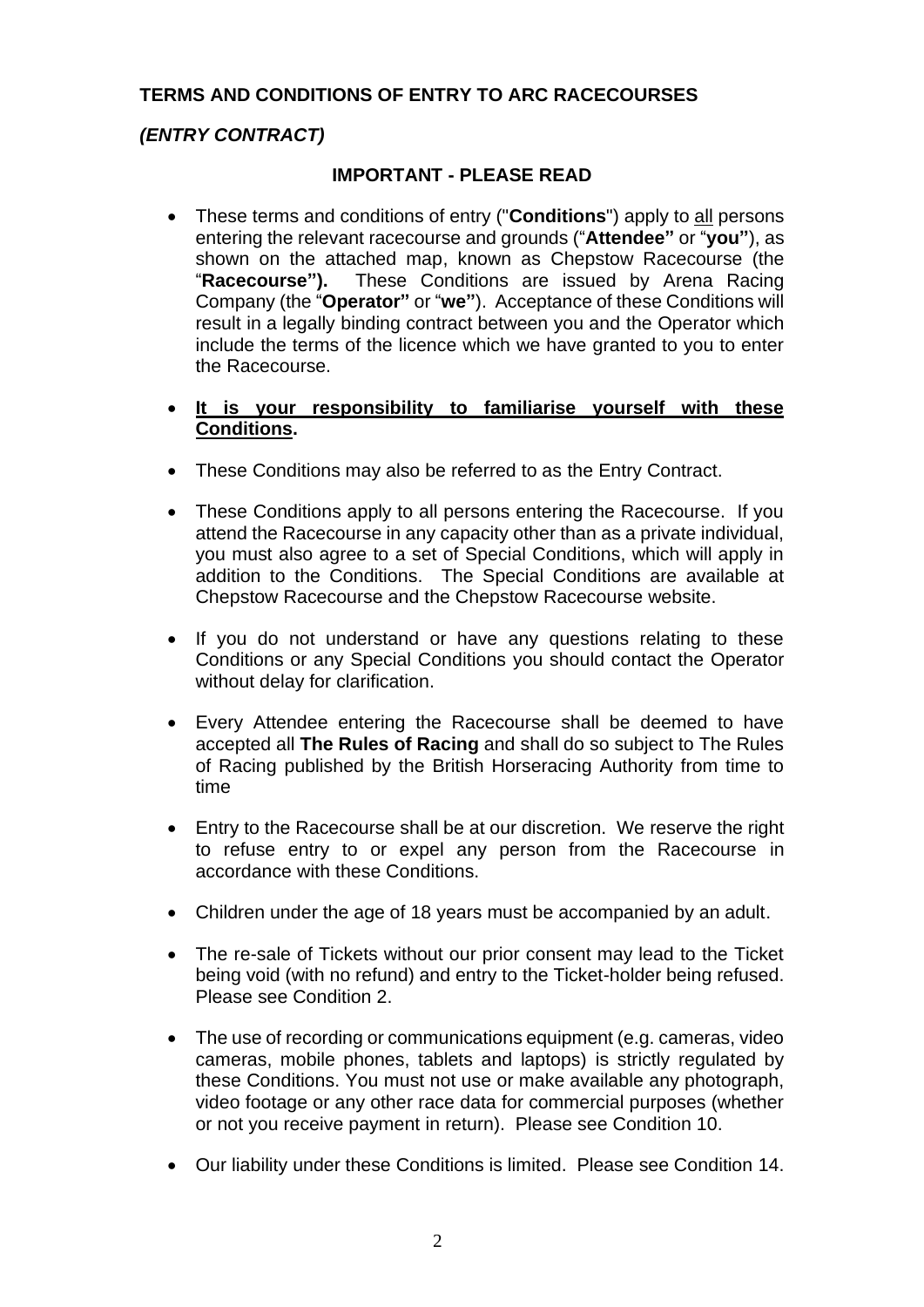**TERMS AND CONDITIONS OF ENTRY TO ARC RACECOURSES**

***(ENTRY CONTRACT)***

**IMPORTANT - PLEASE READ**

- These terms and conditions of entry ("**Conditions**") apply to <u>all</u> persons entering the relevant racecourse and grounds ("**Attendee"** or "**you"**), as shown on the attached map, known as Chepstow Racecourse (the "**Racecourse").** These Conditions are issued by Arena Racing Company (the "**Operator"** or "**we"**). Acceptance of these Conditions will result in a legally binding contract between you and the Operator which include the terms of the licence which we have granted to you to enter the Racecourse.

- **<u>It is your responsibility to familiarise yourself with these Conditions</u>.**

- These Conditions may also be referred to as the Entry Contract.

- These Conditions apply to all persons entering the Racecourse. If you attend the Racecourse in any capacity other than as a private individual, you must also agree to a set of Special Conditions, which will apply in addition to the Conditions. The Special Conditions are available at Chepstow Racecourse and the Chepstow Racecourse website.

- If you do not understand or have any questions relating to these Conditions or any Special Conditions you should contact the Operator without delay for clarification.

- Every Attendee entering the Racecourse shall be deemed to have accepted all **The Rules of Racing** and shall do so subject to The Rules of Racing published by the British Horseracing Authority from time to time

- Entry to the Racecourse shall be at our discretion. We reserve the right to refuse entry to or expel any person from the Racecourse in accordance with these Conditions.

- Children under the age of 18 years must be accompanied by an adult.

- The re-sale of Tickets without our prior consent may lead to the Ticket being void (with no refund) and entry to the Ticket-holder being refused. Please see Condition 2.

- The use of recording or communications equipment (e.g. cameras, video cameras, mobile phones, tablets and laptops) is strictly regulated by these Conditions. You must not use or make available any photograph, video footage or any other race data for commercial purposes (whether or not you receive payment in return). Please see Condition 10.

- Our liability under these Conditions is limited. Please see Condition 14.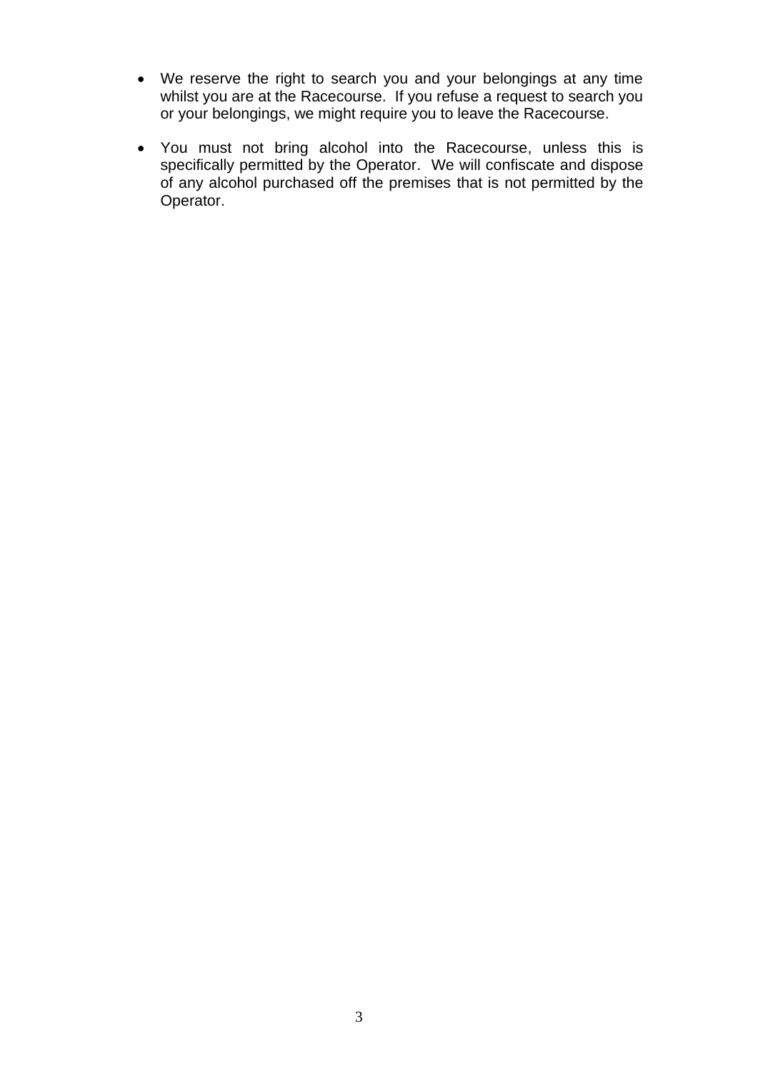- We reserve the right to search you and your belongings at any time whilst you are at the Racecourse. If you refuse a request to search you or your belongings, we might require you to leave the Racecourse.

- You must not bring alcohol into the Racecourse, unless this is specifically permitted by the Operator. We will confiscate and dispose of any alcohol purchased off the premises that is not permitted by the Operator.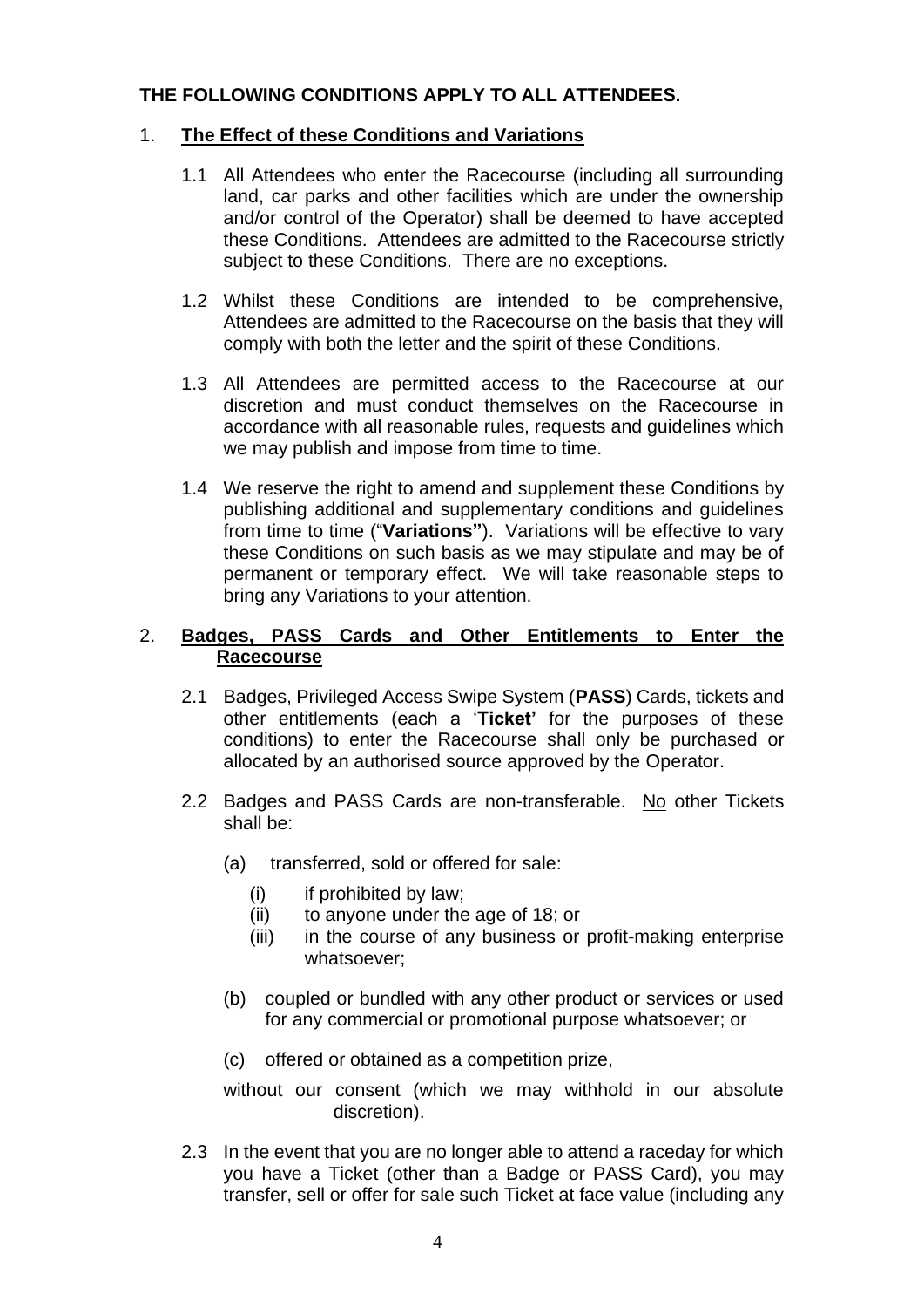**THE FOLLOWING CONDITIONS APPLY TO ALL ATTENDEES.**

## 1. The Effect of these Conditions and Variations

1.1 All Attendees who enter the Racecourse (including all surrounding land, car parks and other facilities which are under the ownership and/or control of the Operator) shall be deemed to have accepted these Conditions. Attendees are admitted to the Racecourse strictly subject to these Conditions. There are no exceptions.

1.2 Whilst these Conditions are intended to be comprehensive, Attendees are admitted to the Racecourse on the basis that they will comply with both the letter and the spirit of these Conditions.

1.3 All Attendees are permitted access to the Racecourse at our discretion and must conduct themselves on the Racecourse in accordance with all reasonable rules, requests and guidelines which we may publish and impose from time to time.

1.4 We reserve the right to amend and supplement these Conditions by publishing additional and supplementary conditions and guidelines from time to time ("**Variations"**). Variations will be effective to vary these Conditions on such basis as we may stipulate and may be of permanent or temporary effect. We will take reasonable steps to bring any Variations to your attention.

## 2. Badges, PASS Cards and Other Entitlements to Enter the Racecourse

2.1 Badges, Privileged Access Swipe System (**PASS**) Cards, tickets and other entitlements (each a '**Ticket'** for the purposes of these conditions) to enter the Racecourse shall only be purchased or allocated by an authorised source approved by the Operator.

2.2 Badges and PASS Cards are non-transferable. No other Tickets shall be:

(a) transferred, sold or offered for sale:

(i) if prohibited by law;
(ii) to anyone under the age of 18; or
(iii) in the course of any business or profit-making enterprise whatsoever;

(b) coupled or bundled with any other product or services or used for any commercial or promotional purpose whatsoever; or

(c) offered or obtained as a competition prize,

without our consent (which we may withhold in our absolute discretion).

2.3 In the event that you are no longer able to attend a raceday for which you have a Ticket (other than a Badge or PASS Card), you may transfer, sell or offer for sale such Ticket at face value (including any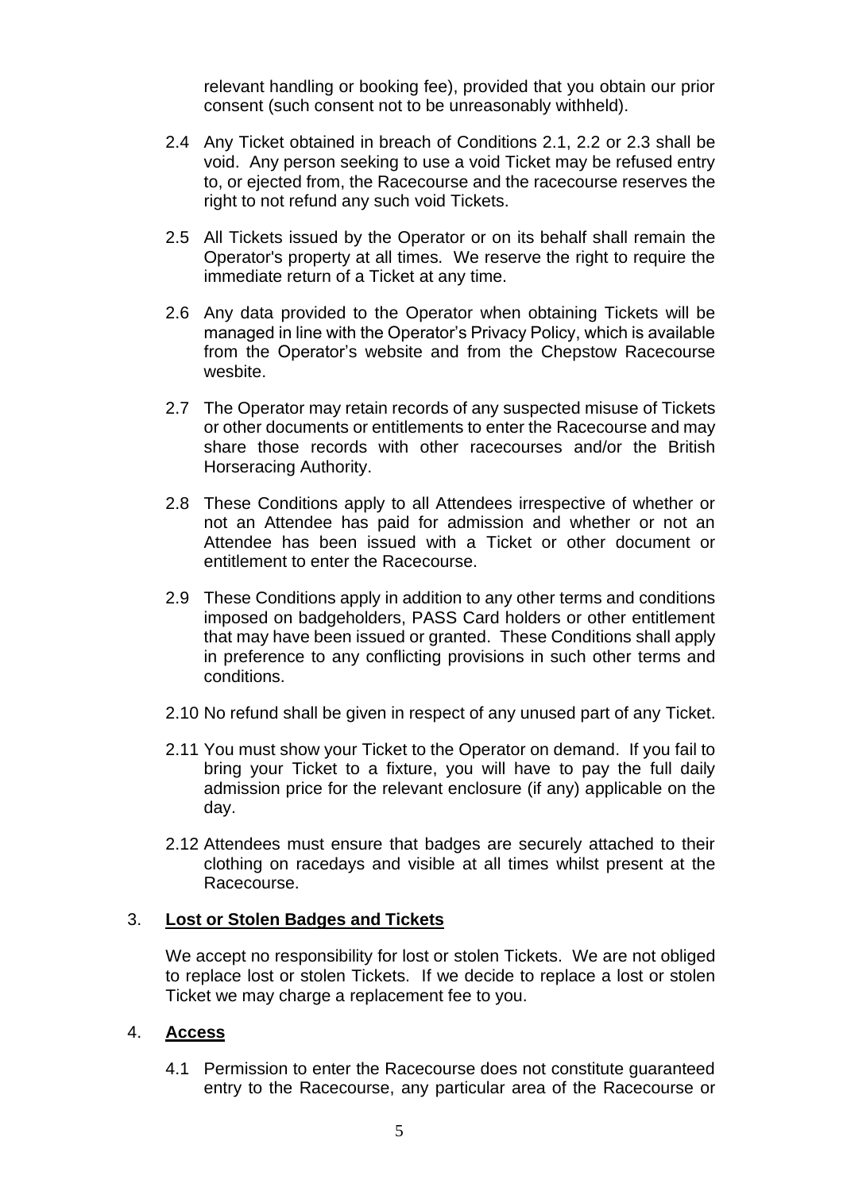relevant handling or booking fee), provided that you obtain our prior consent (such consent not to be unreasonably withheld).

2.4 Any Ticket obtained in breach of Conditions 2.1, 2.2 or 2.3 shall be void. Any person seeking to use a void Ticket may be refused entry to, or ejected from, the Racecourse and the racecourse reserves the right to not refund any such void Tickets.

2.5 All Tickets issued by the Operator or on its behalf shall remain the Operator's property at all times. We reserve the right to require the immediate return of a Ticket at any time.

2.6 Any data provided to the Operator when obtaining Tickets will be managed in line with the Operator's Privacy Policy, which is available from the Operator's website and from the Chepstow Racecourse wesbite.

2.7 The Operator may retain records of any suspected misuse of Tickets or other documents or entitlements to enter the Racecourse and may share those records with other racecourses and/or the British Horseracing Authority.

2.8 These Conditions apply to all Attendees irrespective of whether or not an Attendee has paid for admission and whether or not an Attendee has been issued with a Ticket or other document or entitlement to enter the Racecourse.

2.9 These Conditions apply in addition to any other terms and conditions imposed on badgeholders, PASS Card holders or other entitlement that may have been issued or granted. These Conditions shall apply in preference to any conflicting provisions in such other terms and conditions.

2.10 No refund shall be given in respect of any unused part of any Ticket.

2.11 You must show your Ticket to the Operator on demand. If you fail to bring your Ticket to a fixture, you will have to pay the full daily admission price for the relevant enclosure (if any) applicable on the day.

2.12 Attendees must ensure that badges are securely attached to their clothing on racedays and visible at all times whilst present at the Racecourse.

## 3. Lost or Stolen Badges and Tickets

We accept no responsibility for lost or stolen Tickets. We are not obliged to replace lost or stolen Tickets. If we decide to replace a lost or stolen Ticket we may charge a replacement fee to you.

## 4. Access

4.1 Permission to enter the Racecourse does not constitute guaranteed entry to the Racecourse, any particular area of the Racecourse or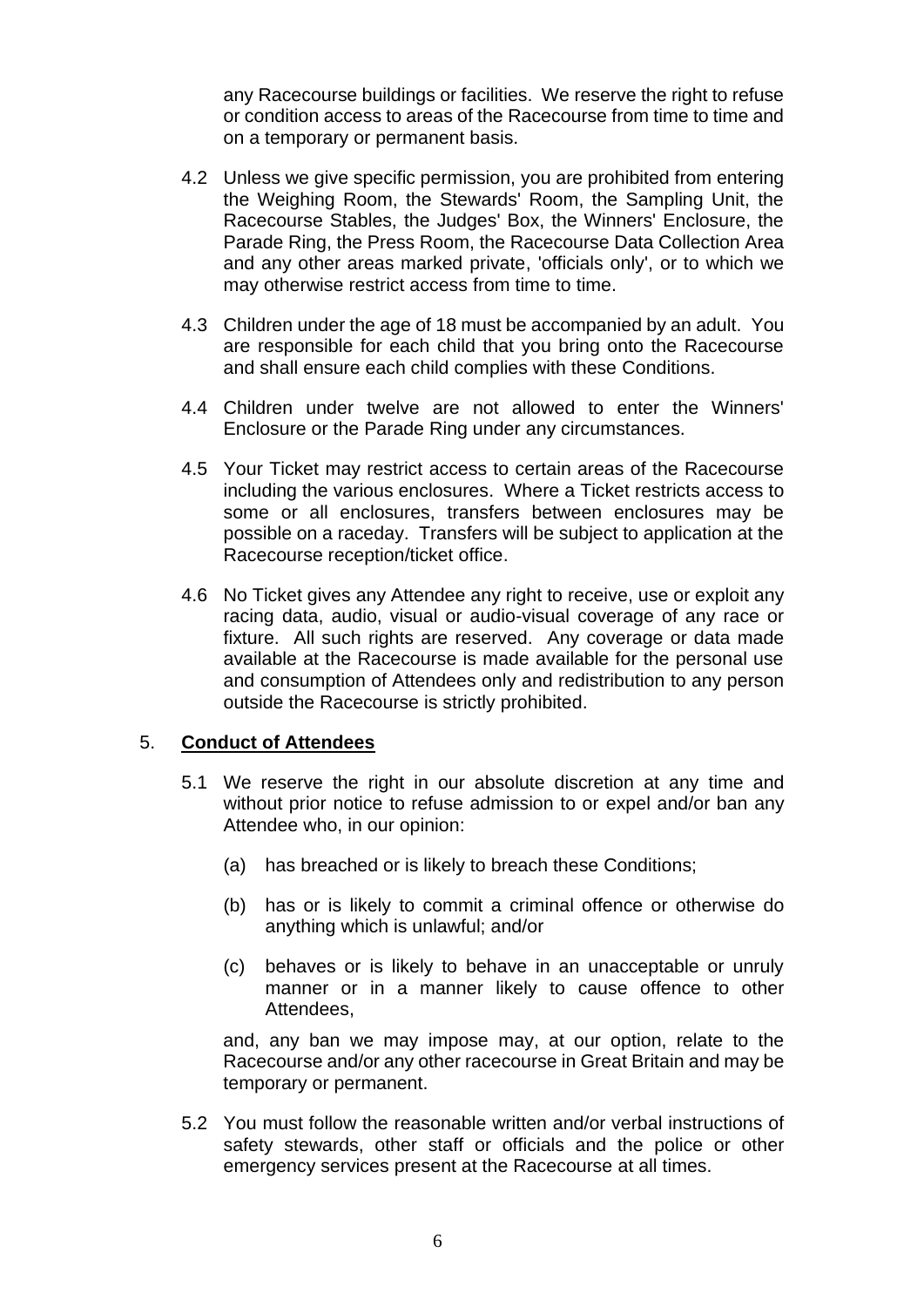any Racecourse buildings or facilities. We reserve the right to refuse or condition access to areas of the Racecourse from time to time and on a temporary or permanent basis.

4.2 Unless we give specific permission, you are prohibited from entering the Weighing Room, the Stewards' Room, the Sampling Unit, the Racecourse Stables, the Judges' Box, the Winners' Enclosure, the Parade Ring, the Press Room, the Racecourse Data Collection Area and any other areas marked private, 'officials only', or to which we may otherwise restrict access from time to time.

4.3 Children under the age of 18 must be accompanied by an adult. You are responsible for each child that you bring onto the Racecourse and shall ensure each child complies with these Conditions.

4.4 Children under twelve are not allowed to enter the Winners' Enclosure or the Parade Ring under any circumstances.

4.5 Your Ticket may restrict access to certain areas of the Racecourse including the various enclosures. Where a Ticket restricts access to some or all enclosures, transfers between enclosures may be possible on a raceday. Transfers will be subject to application at the Racecourse reception/ticket office.

4.6 No Ticket gives any Attendee any right to receive, use or exploit any racing data, audio, visual or audio-visual coverage of any race or fixture. All such rights are reserved. Any coverage or data made available at the Racecourse is made available for the personal use and consumption of Attendees only and redistribution to any person outside the Racecourse is strictly prohibited.

## 5. Conduct of Attendees

5.1 We reserve the right in our absolute discretion at any time and without prior notice to refuse admission to or expel and/or ban any Attendee who, in our opinion:

(a) has breached or is likely to breach these Conditions;

(b) has or is likely to commit a criminal offence or otherwise do anything which is unlawful; and/or

(c) behaves or is likely to behave in an unacceptable or unruly manner or in a manner likely to cause offence to other Attendees,

and, any ban we may impose may, at our option, relate to the Racecourse and/or any other racecourse in Great Britain and may be temporary or permanent.

5.2 You must follow the reasonable written and/or verbal instructions of safety stewards, other staff or officials and the police or other emergency services present at the Racecourse at all times.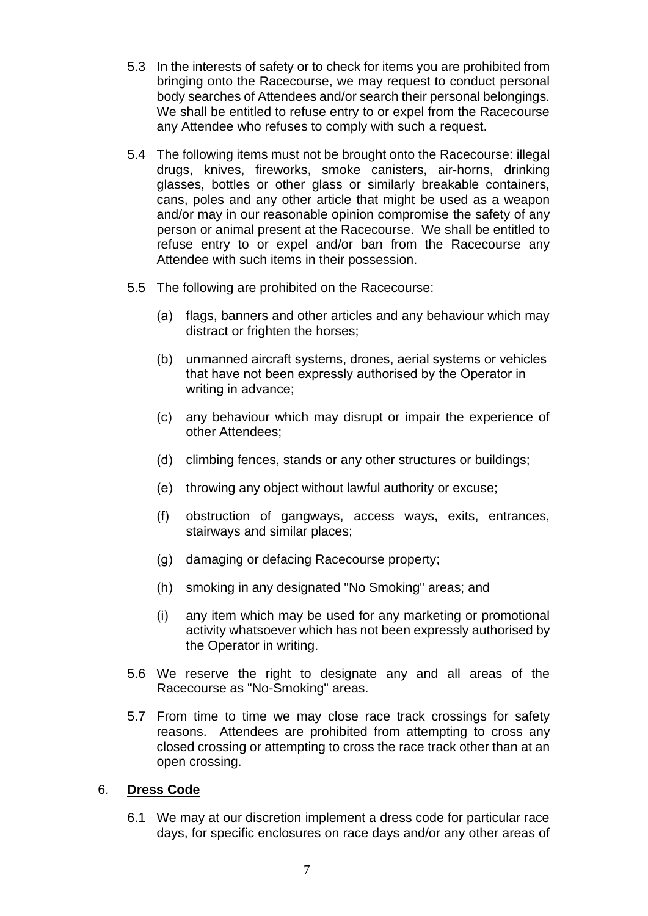5.3 In the interests of safety or to check for items you are prohibited from bringing onto the Racecourse, we may request to conduct personal body searches of Attendees and/or search their personal belongings. We shall be entitled to refuse entry to or expel from the Racecourse any Attendee who refuses to comply with such a request.

5.4 The following items must not be brought onto the Racecourse: illegal drugs, knives, fireworks, smoke canisters, air-horns, drinking glasses, bottles or other glass or similarly breakable containers, cans, poles and any other article that might be used as a weapon and/or may in our reasonable opinion compromise the safety of any person or animal present at the Racecourse. We shall be entitled to refuse entry to or expel and/or ban from the Racecourse any Attendee with such items in their possession.

5.5 The following are prohibited on the Racecourse:

(a) flags, banners and other articles and any behaviour which may distract or frighten the horses;

(b) unmanned aircraft systems, drones, aerial systems or vehicles that have not been expressly authorised by the Operator in writing in advance;

(c) any behaviour which may disrupt or impair the experience of other Attendees;

(d) climbing fences, stands or any other structures or buildings;

(e) throwing any object without lawful authority or excuse;

(f) obstruction of gangways, access ways, exits, entrances, stairways and similar places;

(g) damaging or defacing Racecourse property;

(h) smoking in any designated "No Smoking" areas; and

(i) any item which may be used for any marketing or promotional activity whatsoever which has not been expressly authorised by the Operator in writing.

5.6 We reserve the right to designate any and all areas of the Racecourse as "No-Smoking" areas.

5.7 From time to time we may close race track crossings for safety reasons. Attendees are prohibited from attempting to cross any closed crossing or attempting to cross the race track other than at an open crossing.

## 6. **Dress Code**

6.1 We may at our discretion implement a dress code for particular race days, for specific enclosures on race days and/or any other areas of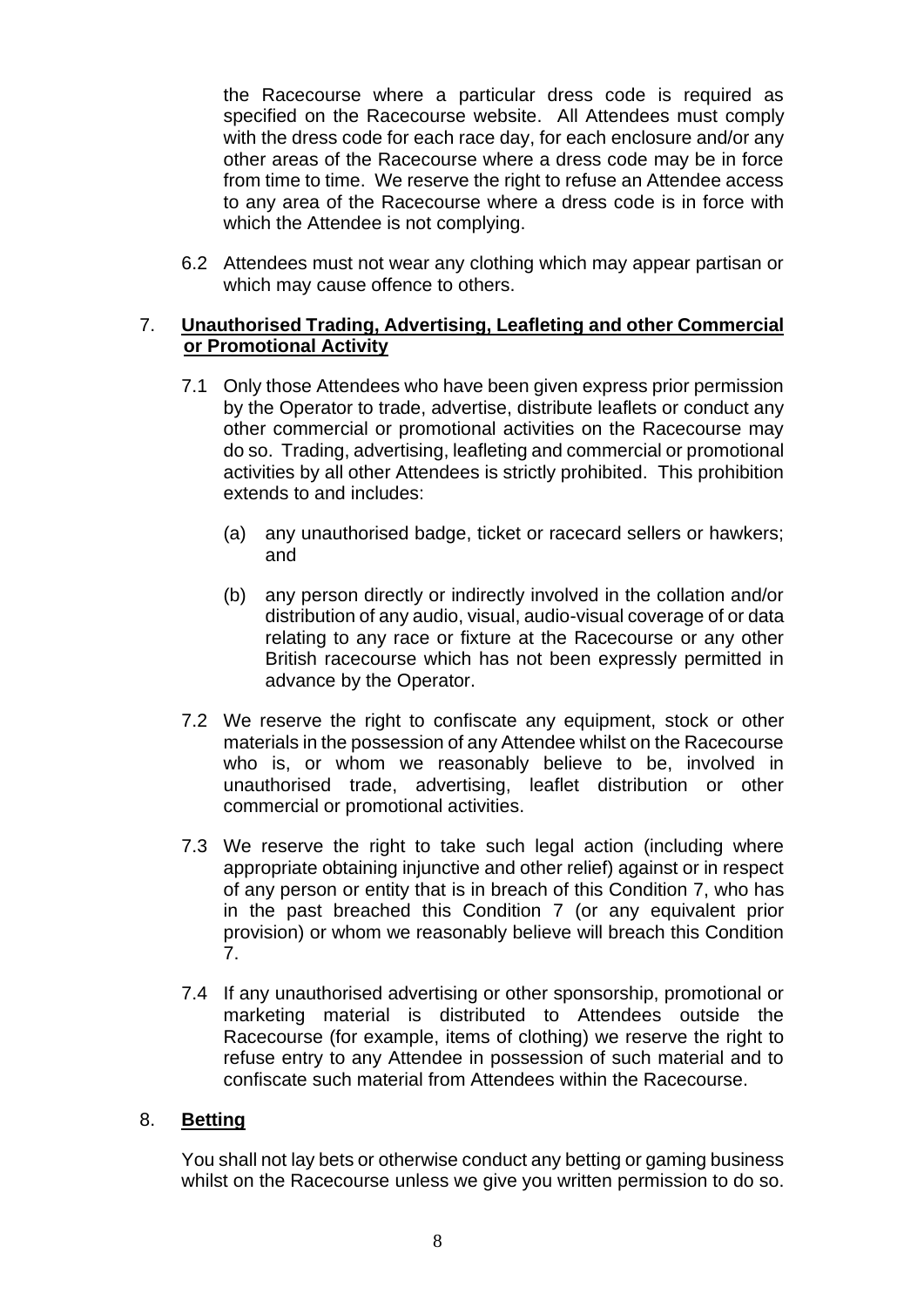the Racecourse where a particular dress code is required as specified on the Racecourse website. All Attendees must comply with the dress code for each race day, for each enclosure and/or any other areas of the Racecourse where a dress code may be in force from time to time. We reserve the right to refuse an Attendee access to any area of the Racecourse where a dress code is in force with which the Attendee is not complying.

6.2 Attendees must not wear any clothing which may appear partisan or which may cause offence to others.

## 7. **Unauthorised Trading, Advertising, Leafleting and other Commercial or Promotional Activity**

7.1 Only those Attendees who have been given express prior permission by the Operator to trade, advertise, distribute leaflets or conduct any other commercial or promotional activities on the Racecourse may do so. Trading, advertising, leafleting and commercial or promotional activities by all other Attendees is strictly prohibited. This prohibition extends to and includes:

(a) any unauthorised badge, ticket or racecard sellers or hawkers; and

(b) any person directly or indirectly involved in the collation and/or distribution of any audio, visual, audio-visual coverage of or data relating to any race or fixture at the Racecourse or any other British racecourse which has not been expressly permitted in advance by the Operator.

7.2 We reserve the right to confiscate any equipment, stock or other materials in the possession of any Attendee whilst on the Racecourse who is, or whom we reasonably believe to be, involved in unauthorised trade, advertising, leaflet distribution or other commercial or promotional activities.

7.3 We reserve the right to take such legal action (including where appropriate obtaining injunctive and other relief) against or in respect of any person or entity that is in breach of this Condition 7, who has in the past breached this Condition 7 (or any equivalent prior provision) or whom we reasonably believe will breach this Condition 7.

7.4 If any unauthorised advertising or other sponsorship, promotional or marketing material is distributed to Attendees outside the Racecourse (for example, items of clothing) we reserve the right to refuse entry to any Attendee in possession of such material and to confiscate such material from Attendees within the Racecourse.

## 8. **Betting**

You shall not lay bets or otherwise conduct any betting or gaming business whilst on the Racecourse unless we give you written permission to do so.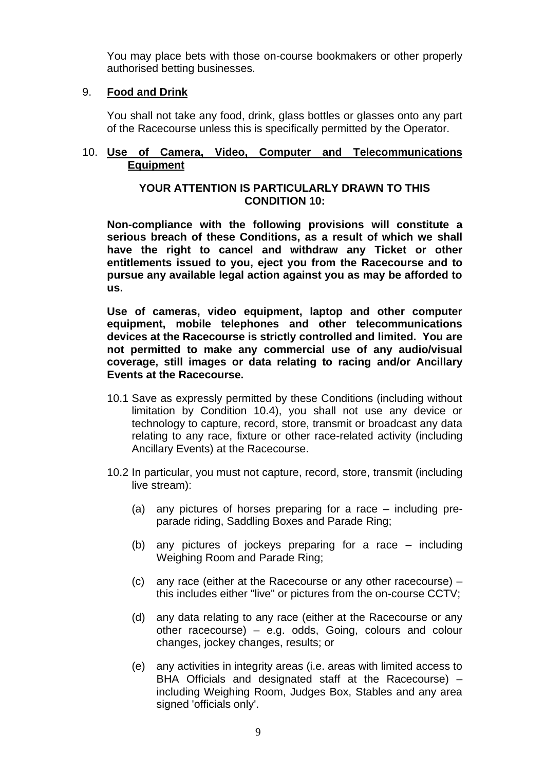You may place bets with those on-course bookmakers or other properly authorised betting businesses.

## 9. Food and Drink

You shall not take any food, drink, glass bottles or glasses onto any part of the Racecourse unless this is specifically permitted by the Operator.

## 10. Use of Camera, Video, Computer and Telecommunications Equipment

**YOUR ATTENTION IS PARTICULARLY DRAWN TO THIS CONDITION 10:**

**Non-compliance with the following provisions will constitute a serious breach of these Conditions, as a result of which we shall have the right to cancel and withdraw any Ticket or other entitlements issued to you, eject you from the Racecourse and to pursue any available legal action against you as may be afforded to us.**

**Use of cameras, video equipment, laptop and other computer equipment, mobile telephones and other telecommunications devices at the Racecourse is strictly controlled and limited. You are not permitted to make any commercial use of any audio/visual coverage, still images or data relating to racing and/or Ancillary Events at the Racecourse.**

10.1 Save as expressly permitted by these Conditions (including without limitation by Condition 10.4), you shall not use any device or technology to capture, record, store, transmit or broadcast any data relating to any race, fixture or other race-related activity (including Ancillary Events) at the Racecourse.

10.2 In particular, you must not capture, record, store, transmit (including live stream):

(a) any pictures of horses preparing for a race – including pre-parade riding, Saddling Boxes and Parade Ring;

(b) any pictures of jockeys preparing for a race – including Weighing Room and Parade Ring;

(c) any race (either at the Racecourse or any other racecourse) – this includes either "live" or pictures from the on-course CCTV;

(d) any data relating to any race (either at the Racecourse or any other racecourse) – e.g. odds, Going, colours and colour changes, jockey changes, results; or

(e) any activities in integrity areas (i.e. areas with limited access to BHA Officials and designated staff at the Racecourse) – including Weighing Room, Judges Box, Stables and any area signed 'officials only'.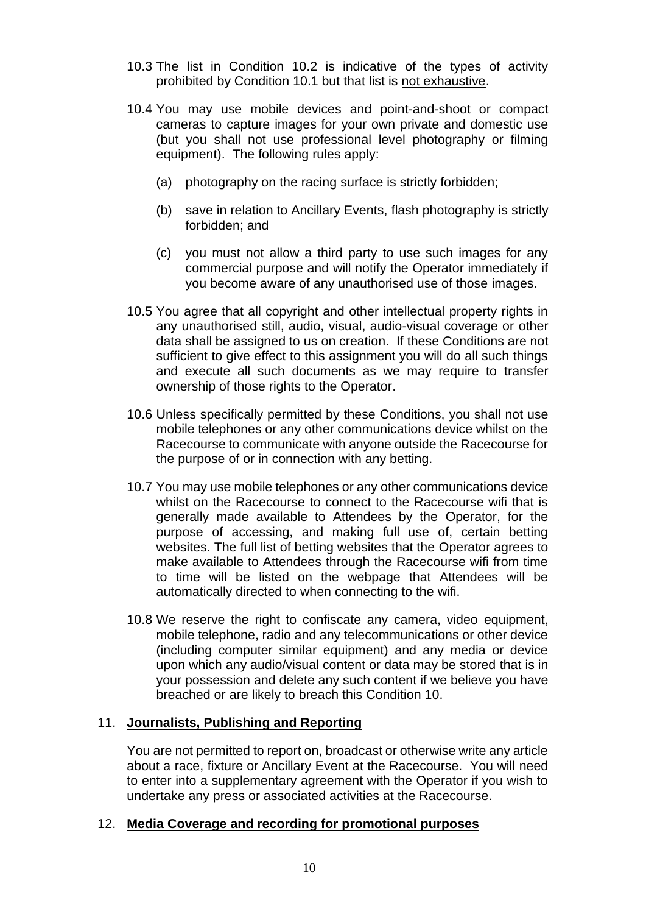10.3 The list in Condition 10.2 is indicative of the types of activity prohibited by Condition 10.1 but that list is <u>not exhaustive</u>.

10.4 You may use mobile devices and point-and-shoot or compact cameras to capture images for your own private and domestic use (but you shall not use professional level photography or filming equipment). The following rules apply:

(a) photography on the racing surface is strictly forbidden;

(b) save in relation to Ancillary Events, flash photography is strictly forbidden; and

(c) you must not allow a third party to use such images for any commercial purpose and will notify the Operator immediately if you become aware of any unauthorised use of those images.

10.5 You agree that all copyright and other intellectual property rights in any unauthorised still, audio, visual, audio-visual coverage or other data shall be assigned to us on creation. If these Conditions are not sufficient to give effect to this assignment you will do all such things and execute all such documents as we may require to transfer ownership of those rights to the Operator.

10.6 Unless specifically permitted by these Conditions, you shall not use mobile telephones or any other communications device whilst on the Racecourse to communicate with anyone outside the Racecourse for the purpose of or in connection with any betting.

10.7 You may use mobile telephones or any other communications device whilst on the Racecourse to connect to the Racecourse wifi that is generally made available to Attendees by the Operator, for the purpose of accessing, and making full use of, certain betting websites. The full list of betting websites that the Operator agrees to make available to Attendees through the Racecourse wifi from time to time will be listed on the webpage that Attendees will be automatically directed to when connecting to the wifi.

10.8 We reserve the right to confiscate any camera, video equipment, mobile telephone, radio and any telecommunications or other device (including computer similar equipment) and any media or device upon which any audio/visual content or data may be stored that is in your possession and delete any such content if we believe you have breached or are likely to breach this Condition 10.

## 11. <u>**Journalists, Publishing and Reporting**</u>

You are not permitted to report on, broadcast or otherwise write any article about a race, fixture or Ancillary Event at the Racecourse. You will need to enter into a supplementary agreement with the Operator if you wish to undertake any press or associated activities at the Racecourse.

## 12. <u>**Media Coverage and recording for promotional purposes**</u>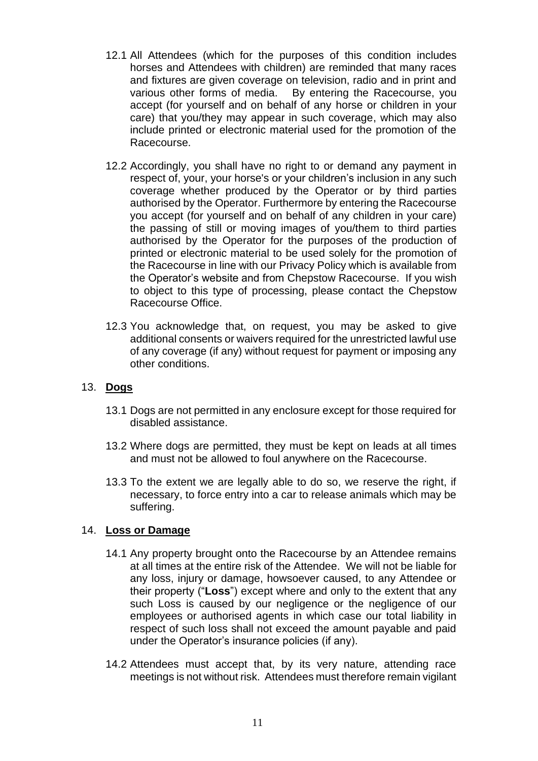12.1 All Attendees (which for the purposes of this condition includes horses and Attendees with children) are reminded that many races and fixtures are given coverage on television, radio and in print and various other forms of media. By entering the Racecourse, you accept (for yourself and on behalf of any horse or children in your care) that you/they may appear in such coverage, which may also include printed or electronic material used for the promotion of the Racecourse.

12.2 Accordingly, you shall have no right to or demand any payment in respect of, your, your horse's or your children's inclusion in any such coverage whether produced by the Operator or by third parties authorised by the Operator. Furthermore by entering the Racecourse you accept (for yourself and on behalf of any children in your care) the passing of still or moving images of you/them to third parties authorised by the Operator for the purposes of the production of printed or electronic material to be used solely for the promotion of the Racecourse in line with our Privacy Policy which is available from the Operator's website and from Chepstow Racecourse. If you wish to object to this type of processing, please contact the Chepstow Racecourse Office.

12.3 You acknowledge that, on request, you may be asked to give additional consents or waivers required for the unrestricted lawful use of any coverage (if any) without request for payment or imposing any other conditions.

## 13. **Dogs**

13.1 Dogs are not permitted in any enclosure except for those required for disabled assistance.

13.2 Where dogs are permitted, they must be kept on leads at all times and must not be allowed to foul anywhere on the Racecourse.

13.3 To the extent we are legally able to do so, we reserve the right, if necessary, to force entry into a car to release animals which may be suffering.

## 14. **Loss or Damage**

14.1 Any property brought onto the Racecourse by an Attendee remains at all times at the entire risk of the Attendee. We will not be liable for any loss, injury or damage, howsoever caused, to any Attendee or their property ("**Loss**") except where and only to the extent that any such Loss is caused by our negligence or the negligence of our employees or authorised agents in which case our total liability in respect of such loss shall not exceed the amount payable and paid under the Operator's insurance policies (if any).

14.2 Attendees must accept that, by its very nature, attending race meetings is not without risk. Attendees must therefore remain vigilant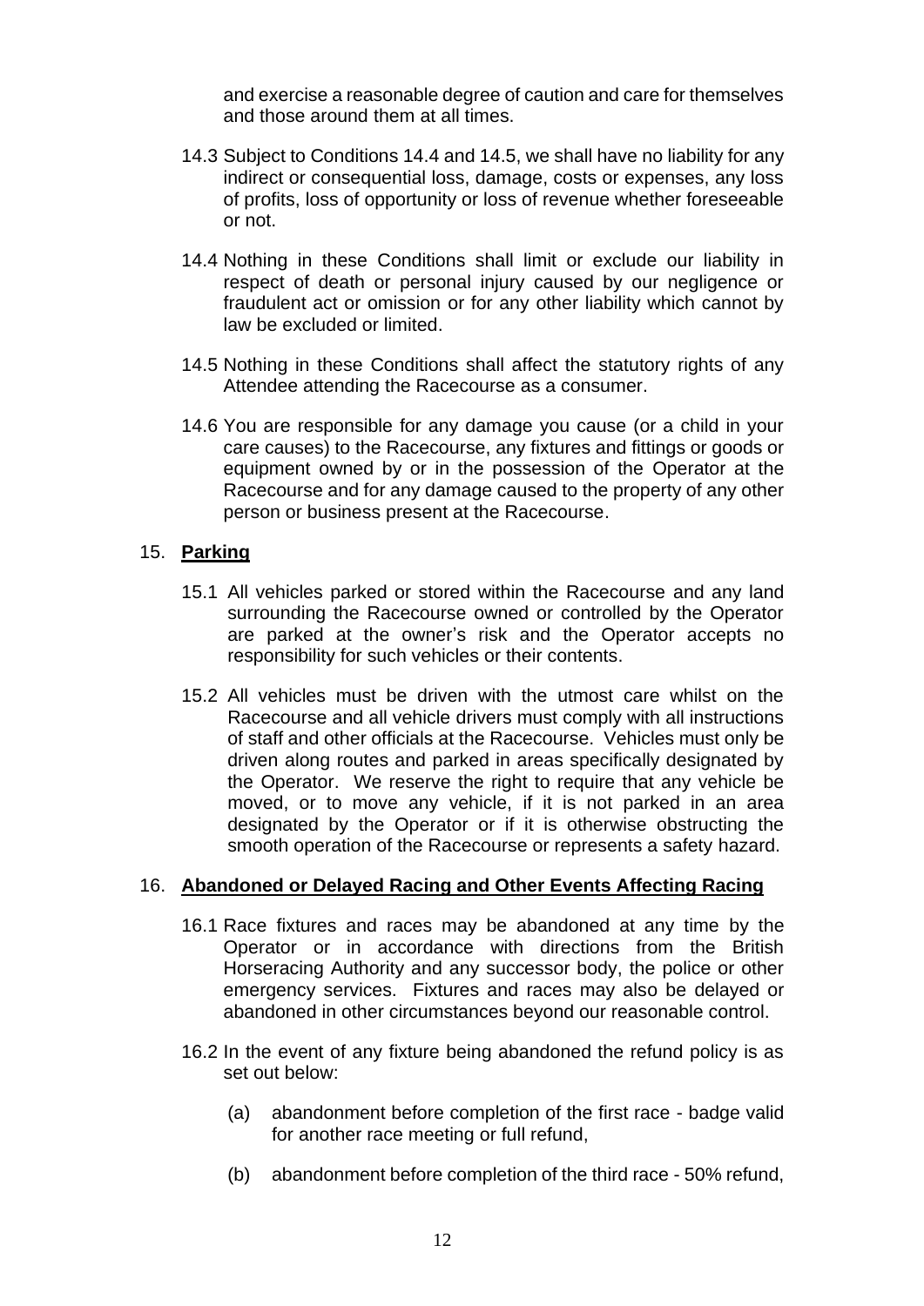and exercise a reasonable degree of caution and care for themselves and those around them at all times.

14.3 Subject to Conditions 14.4 and 14.5, we shall have no liability for any indirect or consequential loss, damage, costs or expenses, any loss of profits, loss of opportunity or loss of revenue whether foreseeable or not.

14.4 Nothing in these Conditions shall limit or exclude our liability in respect of death or personal injury caused by our negligence or fraudulent act or omission or for any other liability which cannot by law be excluded or limited.

14.5 Nothing in these Conditions shall affect the statutory rights of any Attendee attending the Racecourse as a consumer.

14.6 You are responsible for any damage you cause (or a child in your care causes) to the Racecourse, any fixtures and fittings or goods or equipment owned by or in the possession of the Operator at the Racecourse and for any damage caused to the property of any other person or business present at the Racecourse.

## 15. **Parking**

15.1 All vehicles parked or stored within the Racecourse and any land surrounding the Racecourse owned or controlled by the Operator are parked at the owner's risk and the Operator accepts no responsibility for such vehicles or their contents.

15.2 All vehicles must be driven with the utmost care whilst on the Racecourse and all vehicle drivers must comply with all instructions of staff and other officials at the Racecourse. Vehicles must only be driven along routes and parked in areas specifically designated by the Operator. We reserve the right to require that any vehicle be moved, or to move any vehicle, if it is not parked in an area designated by the Operator or if it is otherwise obstructing the smooth operation of the Racecourse or represents a safety hazard.

## 16. **Abandoned or Delayed Racing and Other Events Affecting Racing**

16.1 Race fixtures and races may be abandoned at any time by the Operator or in accordance with directions from the British Horseracing Authority and any successor body, the police or other emergency services. Fixtures and races may also be delayed or abandoned in other circumstances beyond our reasonable control.

16.2 In the event of any fixture being abandoned the refund policy is as set out below:

(a) abandonment before completion of the first race - badge valid for another race meeting or full refund,

(b) abandonment before completion of the third race - 50% refund,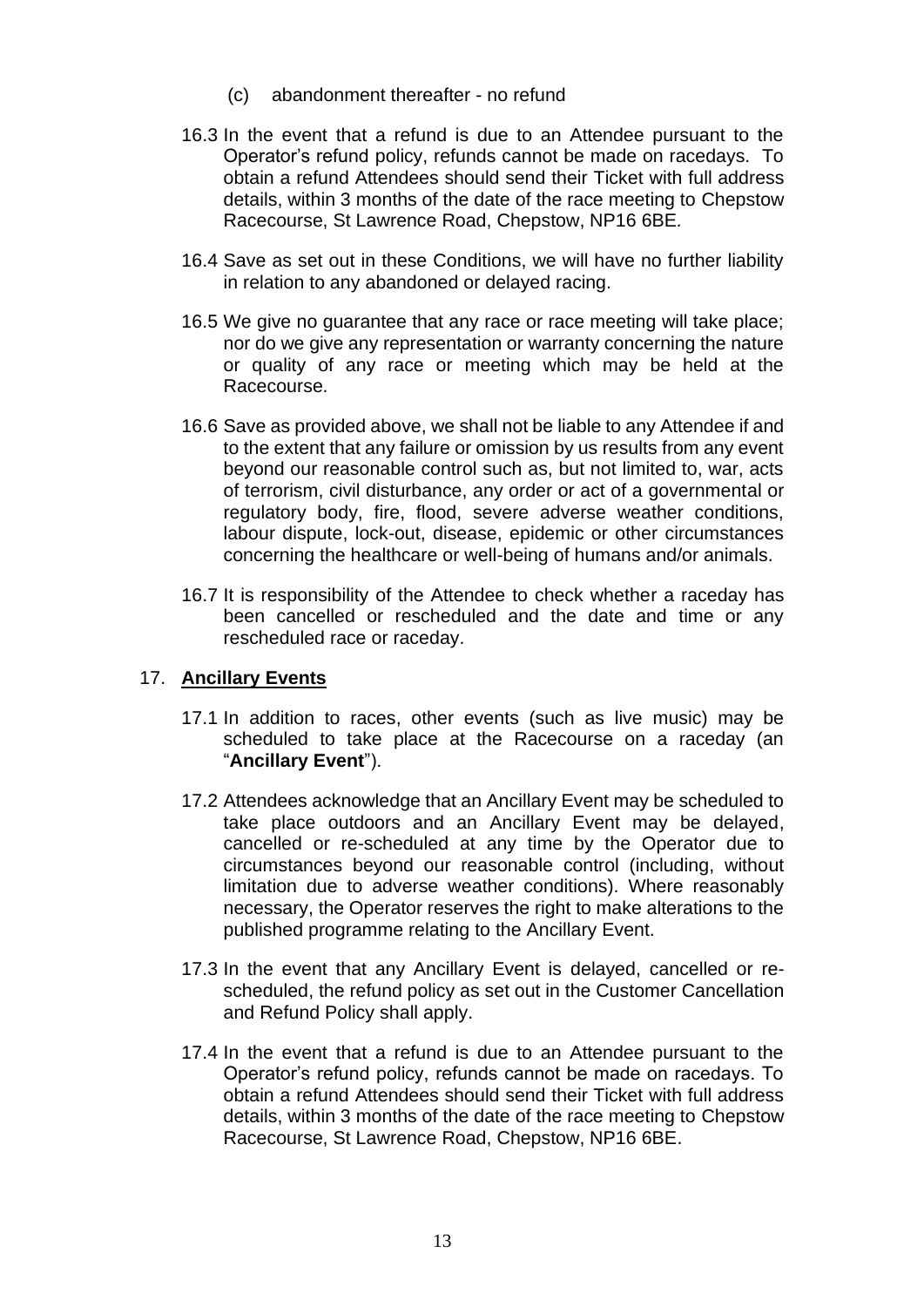(c) abandonment thereafter - no refund

16.3 In the event that a refund is due to an Attendee pursuant to the Operator's refund policy, refunds cannot be made on racedays. To obtain a refund Attendees should send their Ticket with full address details, within 3 months of the date of the race meeting to Chepstow Racecourse, St Lawrence Road, Chepstow, NP16 6BE.

16.4 Save as set out in these Conditions, we will have no further liability in relation to any abandoned or delayed racing.

16.5 We give no guarantee that any race or race meeting will take place; nor do we give any representation or warranty concerning the nature or quality of any race or meeting which may be held at the Racecourse.

16.6 Save as provided above, we shall not be liable to any Attendee if and to the extent that any failure or omission by us results from any event beyond our reasonable control such as, but not limited to, war, acts of terrorism, civil disturbance, any order or act of a governmental or regulatory body, fire, flood, severe adverse weather conditions, labour dispute, lock-out, disease, epidemic or other circumstances concerning the healthcare or well-being of humans and/or animals.

16.7 It is responsibility of the Attendee to check whether a raceday has been cancelled or rescheduled and the date and time or any rescheduled race or raceday.

## 17. Ancillary Events

17.1 In addition to races, other events (such as live music) may be scheduled to take place at the Racecourse on a raceday (an "**Ancillary Event**").

17.2 Attendees acknowledge that an Ancillary Event may be scheduled to take place outdoors and an Ancillary Event may be delayed, cancelled or re-scheduled at any time by the Operator due to circumstances beyond our reasonable control (including, without limitation due to adverse weather conditions). Where reasonably necessary, the Operator reserves the right to make alterations to the published programme relating to the Ancillary Event.

17.3 In the event that any Ancillary Event is delayed, cancelled or re-scheduled, the refund policy as set out in the Customer Cancellation and Refund Policy shall apply.

17.4 In the event that a refund is due to an Attendee pursuant to the Operator's refund policy, refunds cannot be made on racedays. To obtain a refund Attendees should send their Ticket with full address details, within 3 months of the date of the race meeting to Chepstow Racecourse, St Lawrence Road, Chepstow, NP16 6BE.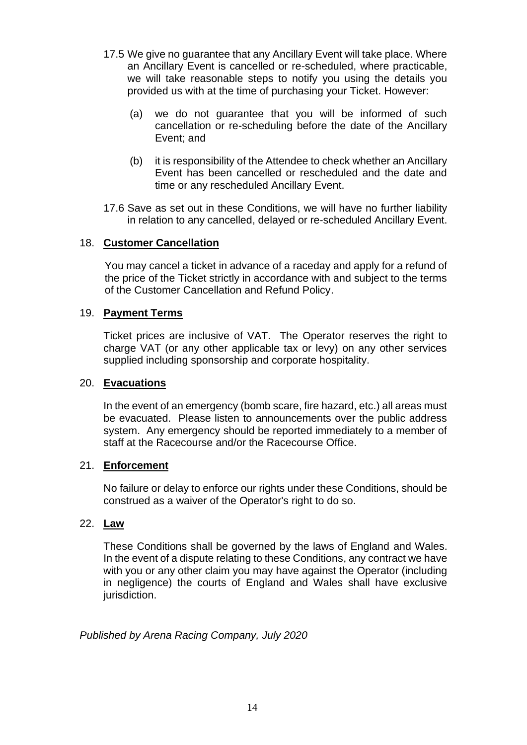17.5 We give no guarantee that any Ancillary Event will take place. Where an Ancillary Event is cancelled or re-scheduled, where practicable, we will take reasonable steps to notify you using the details you provided us with at the time of purchasing your Ticket. However:

(a) we do not guarantee that you will be informed of such cancellation or re-scheduling before the date of the Ancillary Event; and

(b) it is responsibility of the Attendee to check whether an Ancillary Event has been cancelled or rescheduled and the date and time or any rescheduled Ancillary Event.

17.6 Save as set out in these Conditions, we will have no further liability in relation to any cancelled, delayed or re-scheduled Ancillary Event.

## 18. **Customer Cancellation**

You may cancel a ticket in advance of a raceday and apply for a refund of the price of the Ticket strictly in accordance with and subject to the terms of the Customer Cancellation and Refund Policy.

## 19. **Payment Terms**

Ticket prices are inclusive of VAT. The Operator reserves the right to charge VAT (or any other applicable tax or levy) on any other services supplied including sponsorship and corporate hospitality.

## 20. **Evacuations**

In the event of an emergency (bomb scare, fire hazard, etc.) all areas must be evacuated. Please listen to announcements over the public address system. Any emergency should be reported immediately to a member of staff at the Racecourse and/or the Racecourse Office.

## 21. **Enforcement**

No failure or delay to enforce our rights under these Conditions, should be construed as a waiver of the Operator's right to do so.

## 22. **Law**

These Conditions shall be governed by the laws of England and Wales. In the event of a dispute relating to these Conditions, any contract we have with you or any other claim you may have against the Operator (including in negligence) the courts of England and Wales shall have exclusive jurisdiction.

*Published by Arena Racing Company, July 2020*